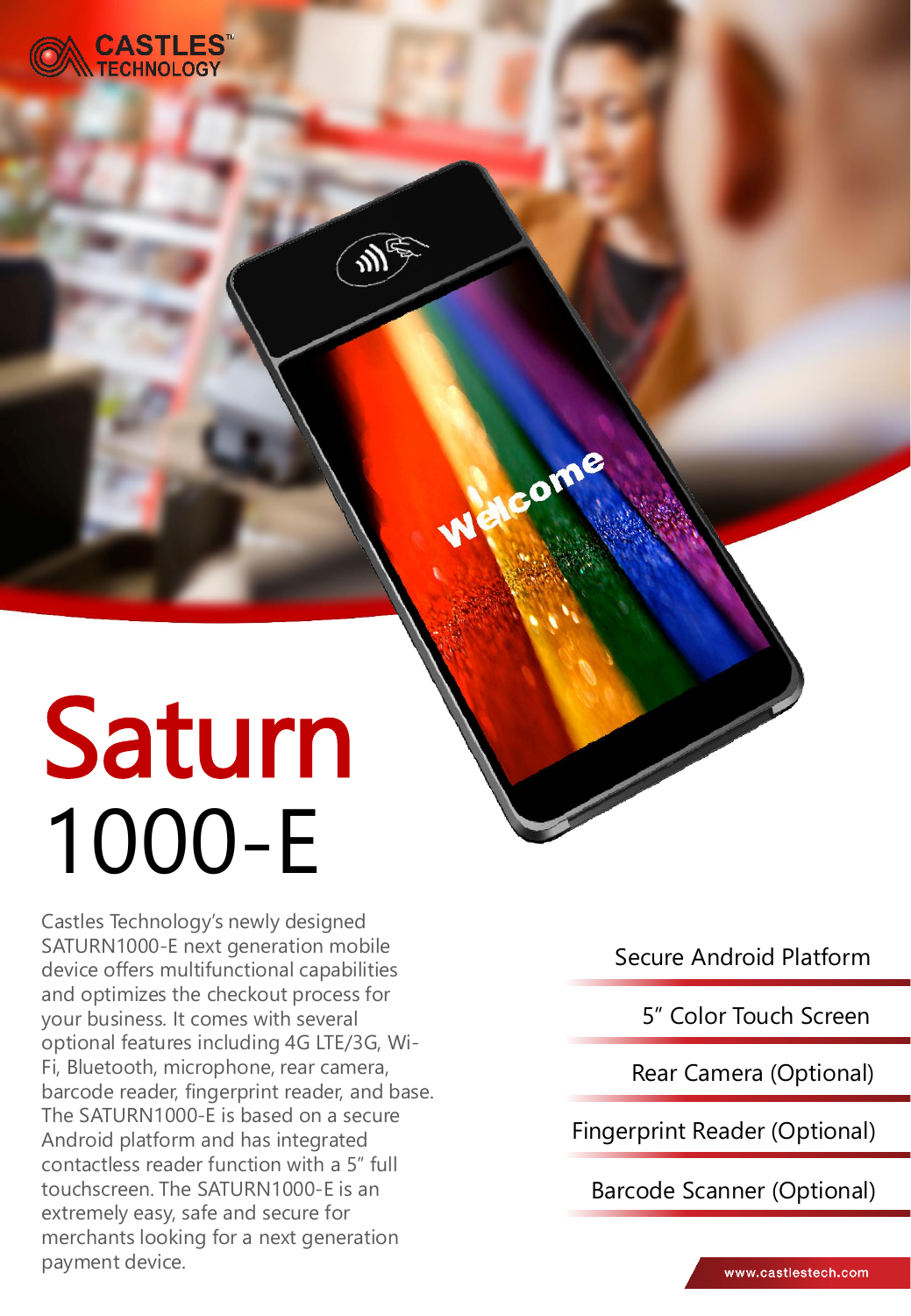# Saturn 1000-E

Castles Technology's newly designed SATURN1000-E next generation mobile device offers multifunctional capabilities and optimizes the checkout process for your business. It comes with several optional features including 4G LTE/3G, Wi-Fi, Bluetooth, microphone, rear camera, barcode reader, fingerprint reader, and base. The SATURN1000-E is based on a secure Android platform and has integrated contactless reader function with a 5" full touchscreen. The SATURN1000-E is an extremely easy, safe and secure for merchants looking for a next generation payment device.

- Secure Android Platform
- 5" Color Touch Screen
- Rear Camera (Optional)
- Fingerprint Reader (Optional)
- Barcode Scanner (Optional)

www.castlestech.com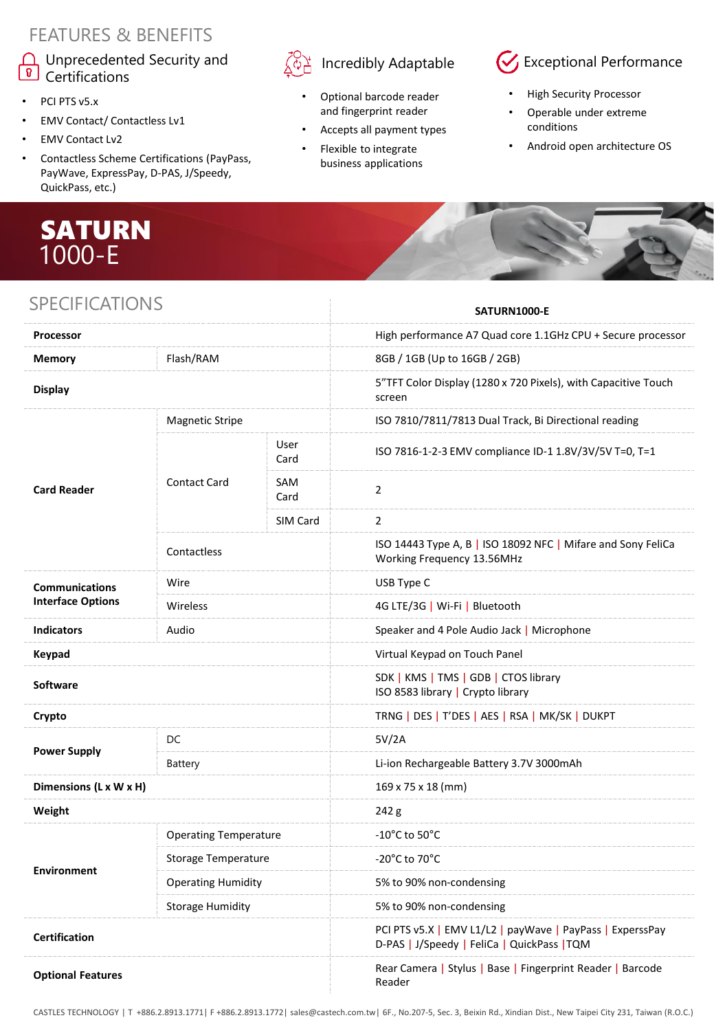## FEATURES & BENEFITS

### Unprecedented Security and Certifications

- PCI PTS v5.x
- EMV Contact/ Contactless Lv1
- EMV Contact Lv2
- Contactless Scheme Certifications (PayPass, PayWave, ExpressPay, D-PAS, J/Speedy, QuickPass, etc.)

### Incredibly Adaptable

- Optional barcode reader and fingerprint reader
- Accepts all payment types
- Flexible to integrate business applications

### Exceptional Performance

- High Security Processor
- Operable under extreme conditions
- Android open architecture OS

# SATURN 1000-E

## SPECIFICATIONS

| | | | SATURN1000-E |
|---|---|---|---|
| **Processor** | | | High performance A7 Quad core 1.1GHz CPU + Secure processor |
| **Memory** | Flash/RAM | | 8GB / 1GB (Up to 16GB / 2GB) |
| **Display** | | | 5"TFT Color Display (1280 x 720 Pixels), with Capacitive Touch screen |
| **Card Reader** | Magnetic Stripe | | ISO 7810/7811/7813 Dual Track, Bi Directional reading |
| | Contact Card | User Card | ISO 7816-1-2-3 EMV compliance ID-1 1.8V/3V/5V T=0, T=1 |
| | | SAM Card | 2 |
| | | SIM Card | 2 |
| | Contactless | | ISO 14443 Type A, B \| ISO 18092 NFC \| Mifare and Sony FeliCa Working Frequency 13.56MHz |
| **Communications Interface Options** | Wire | | USB Type C |
| | Wireless | | 4G LTE/3G \| Wi-Fi \| Bluetooth |
| **Indicators** | Audio | | Speaker and 4 Pole Audio Jack \| Microphone |
| **Keypad** | | | Virtual Keypad on Touch Panel |
| **Software** | | | SDK \| KMS \| TMS \| GDB \| CTOS library ISO 8583 library \| Crypto library |
| **Crypto** | | | TRNG \| DES \| T'DES \| AES \| RSA \| MK/SK \| DUKPT |
| **Power Supply** | DC | | 5V/2A |
| | Battery | | Li-ion Rechargeable Battery 3.7V 3000mAh |
| **Dimensions (L x W x H)** | | | 169 x 75 x 18 (mm) |
| **Weight** | | | 242 g |
| **Environment** | Operating Temperature | | -10°C to 50°C |
| | Storage Temperature | | -20°C to 70°C |
| | Operating Humidity | | 5% to 90% non-condensing |
| | Storage Humidity | | 5% to 90% non-condensing |
| **Certification** | | | PCI PTS v5.X \| EMV L1/L2 \| payWave \| PayPass \| ExperssPay D-PAS \| J/Speedy \| FeliCa \| QuickPass \|TQM |
| **Optional Features** | | | Rear Camera \| Stylus \| Base \| Fingerprint Reader \| Barcode Reader |

CASTLES TECHNOLOGY | T +886.2.8913.1771| F +886.2.8913.1772| sales@castech.com.tw| 6F., No.207-5, Sec. 3, Beixin Rd., Xindian Dist., New Taipei City 231, Taiwan (R.O.C.)